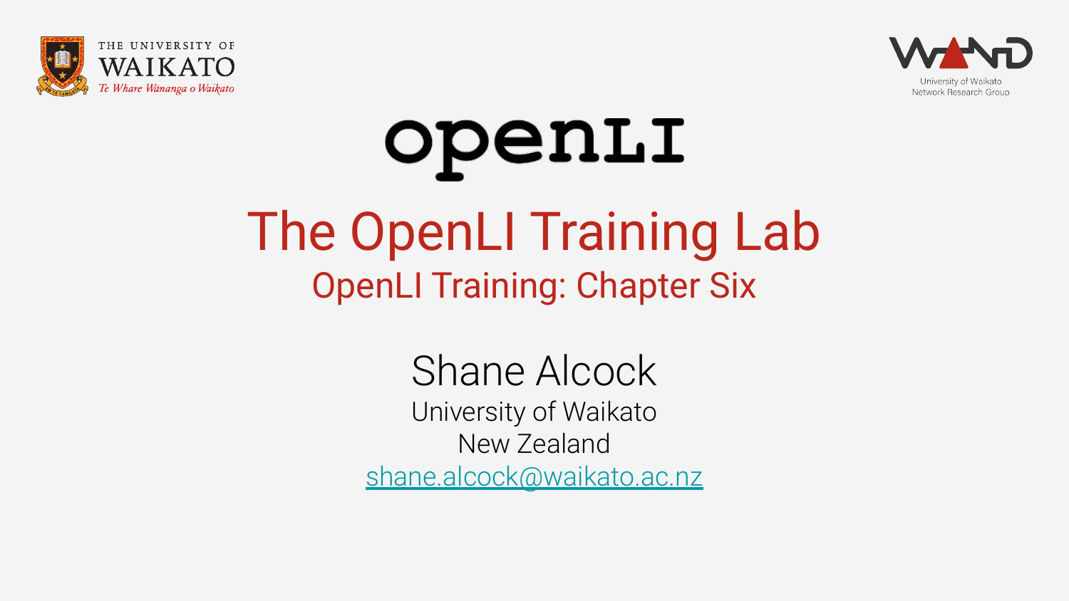THE UNIVERSITY OF WAIKATO

*Te Whare Wānanga o Waikato*

WAND

University of Waikato Network Research Group

openLI

# The OpenLI Training Lab

## OpenLI Training: Chapter Six

Shane Alcock

University of Waikato

New Zealand

shane.alcock@waikato.ac.nz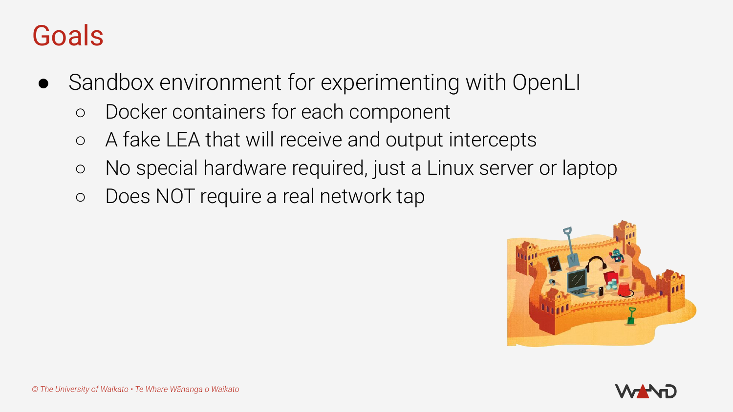# Goals

- Sandbox environment for experimenting with OpenLI
  - Docker containers for each component
  - A fake LEA that will receive and output intercepts
  - No special hardware required, just a Linux server or laptop
  - Does NOT require a real network tap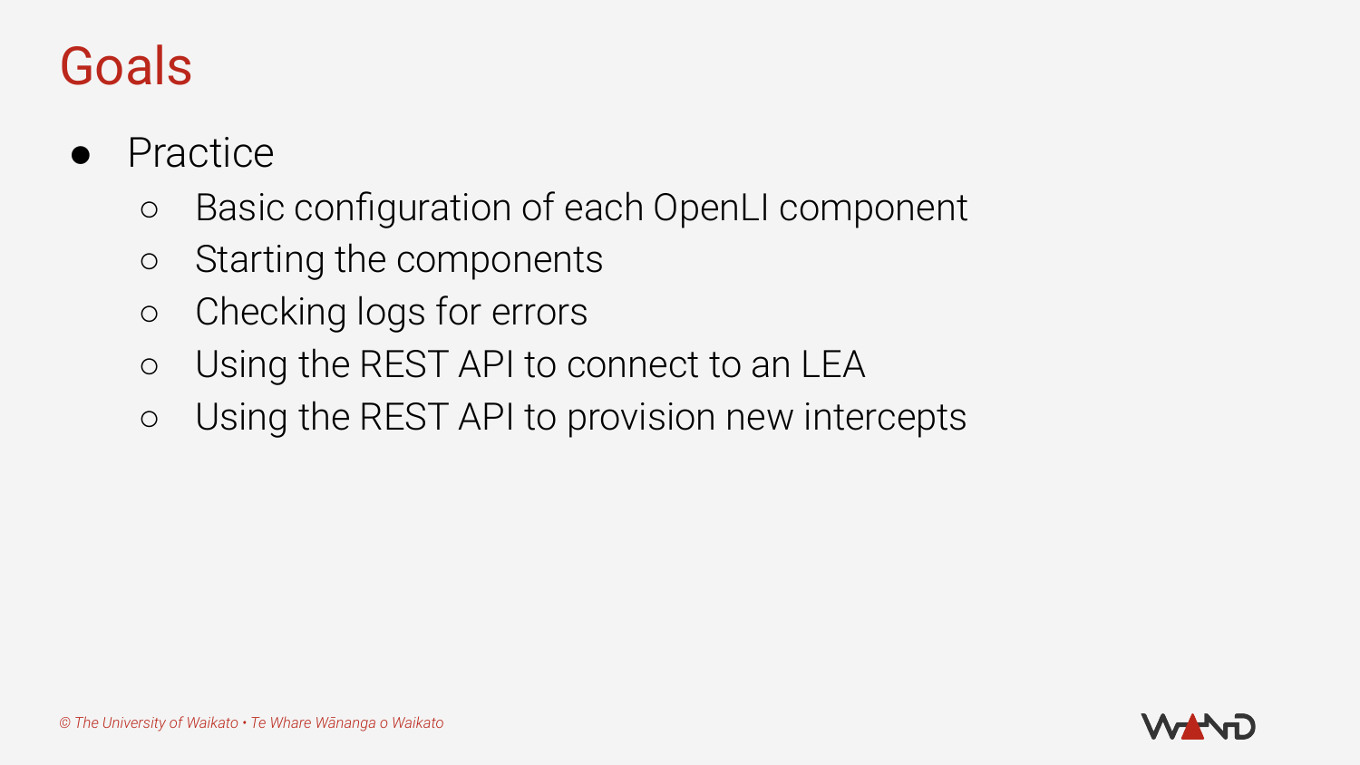# Goals

- Practice
  - Basic configuration of each OpenLI component
  - Starting the components
  - Checking logs for errors
  - Using the REST API to connect to an LEA
  - Using the REST API to provision new intercepts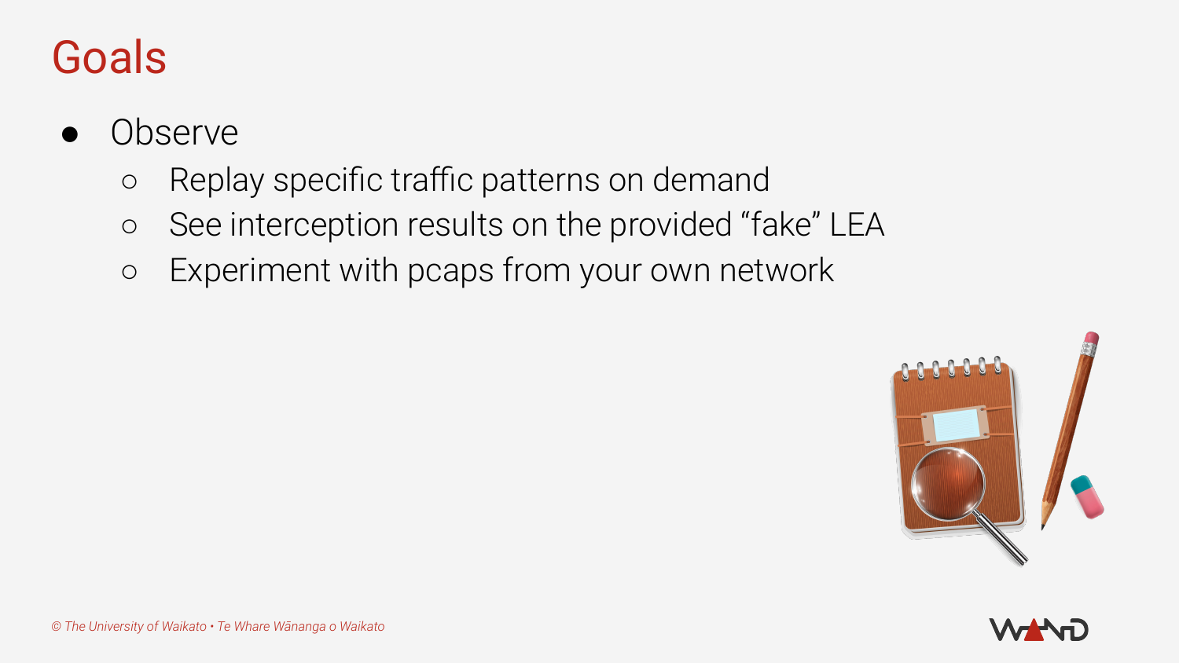# Goals

- Observe
  - Replay specific traffic patterns on demand
  - See interception results on the provided “fake” LEA
  - Experiment with pcaps from your own network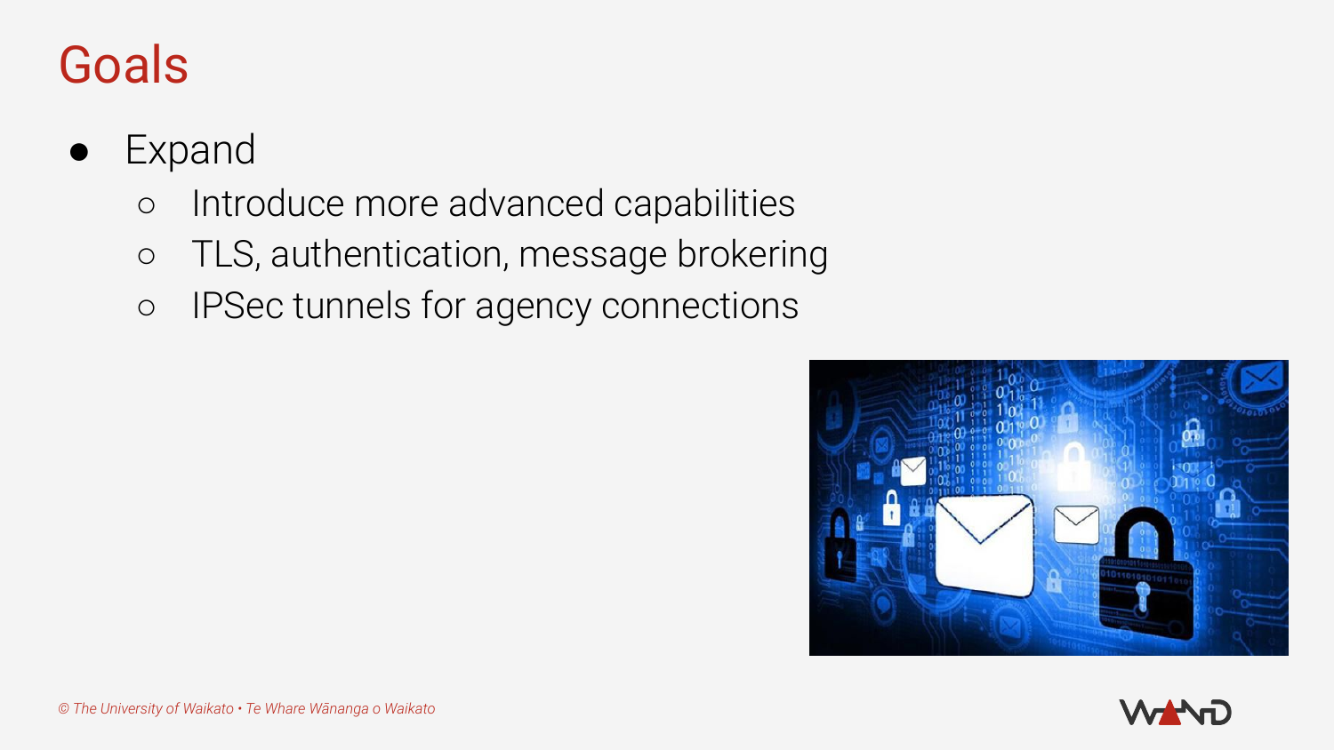# Goals

- Expand
  - Introduce more advanced capabilities
  - TLS, authentication, message brokering
  - IPSec tunnels for agency connections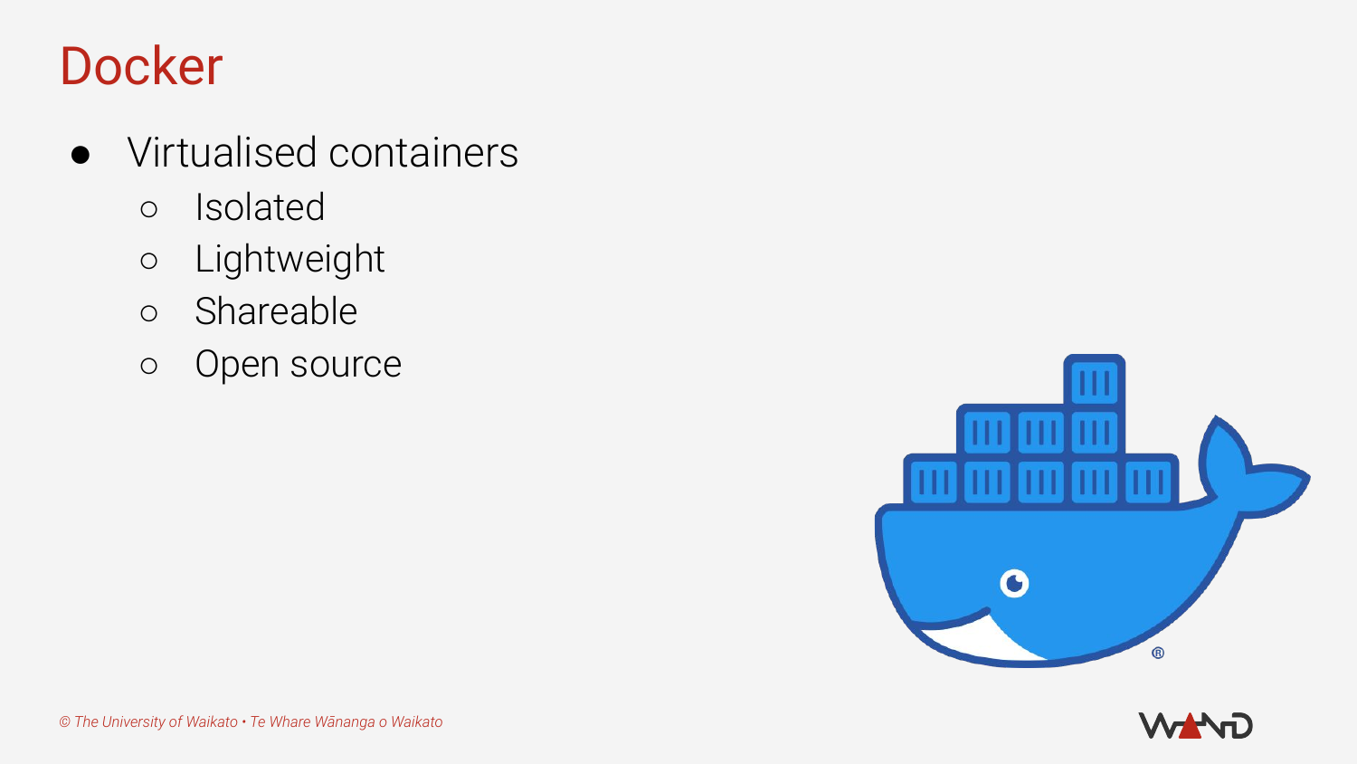# Docker

- Virtualised containers
  - Isolated
  - Lightweight
  - Shareable
  - Open source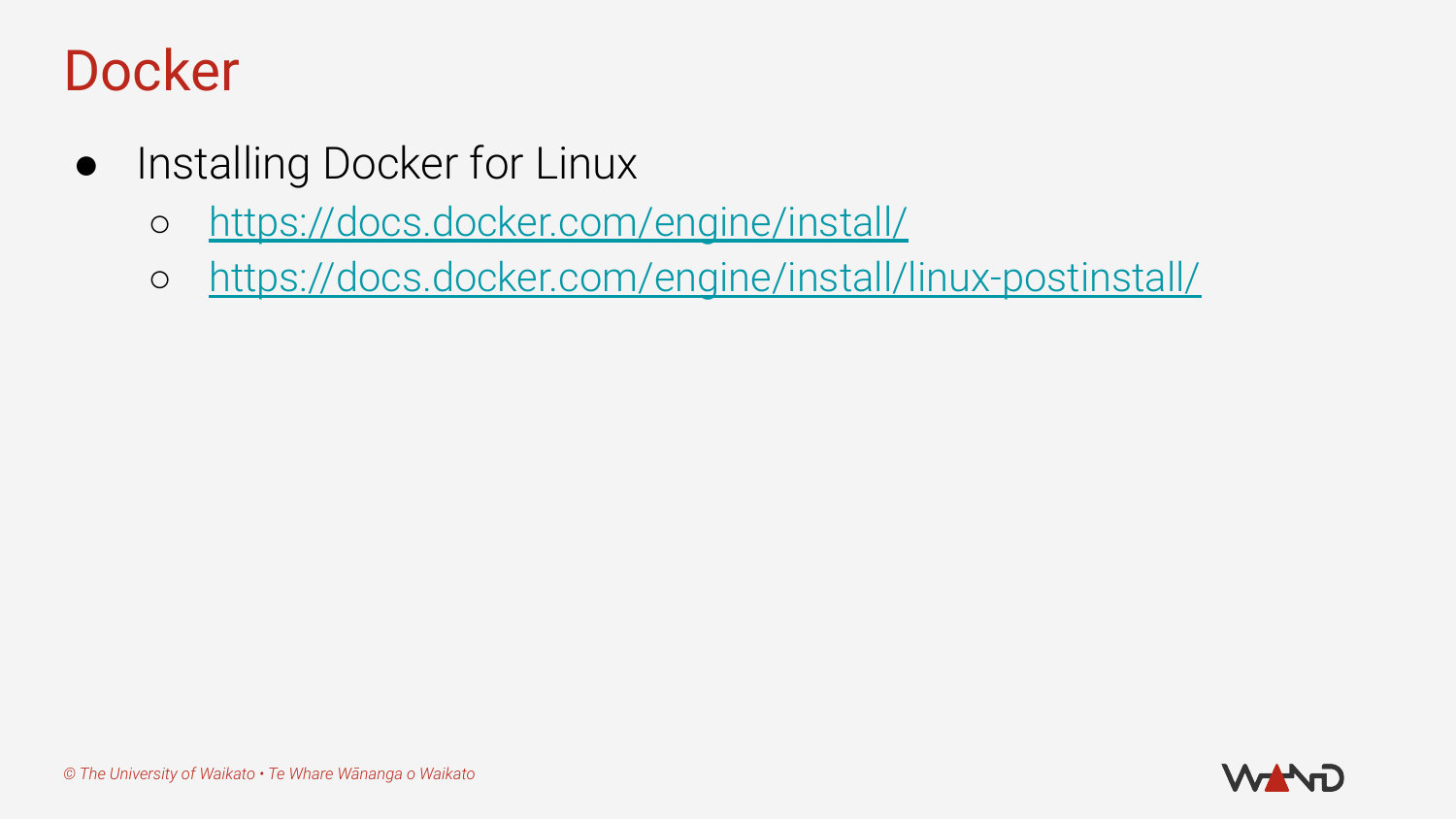# Docker

- Installing Docker for Linux
  - https://docs.docker.com/engine/install/
  - https://docs.docker.com/engine/install/linux-postinstall/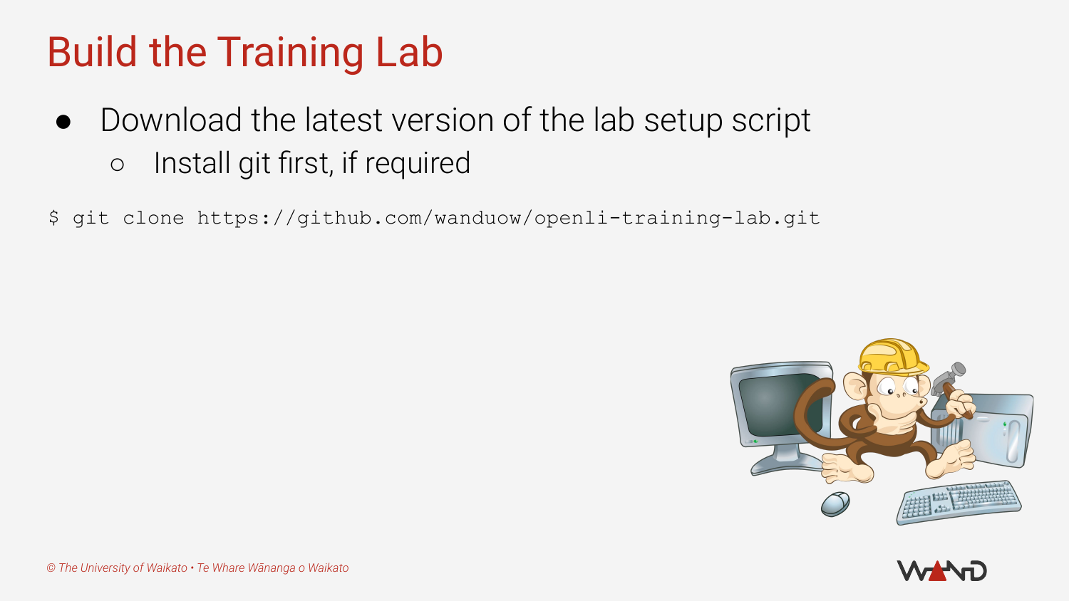# Build the Training Lab

- Download the latest version of the lab setup script
  - Install git first, if required

```
$ git clone https://github.com/wanduow/openli-training-lab.git
```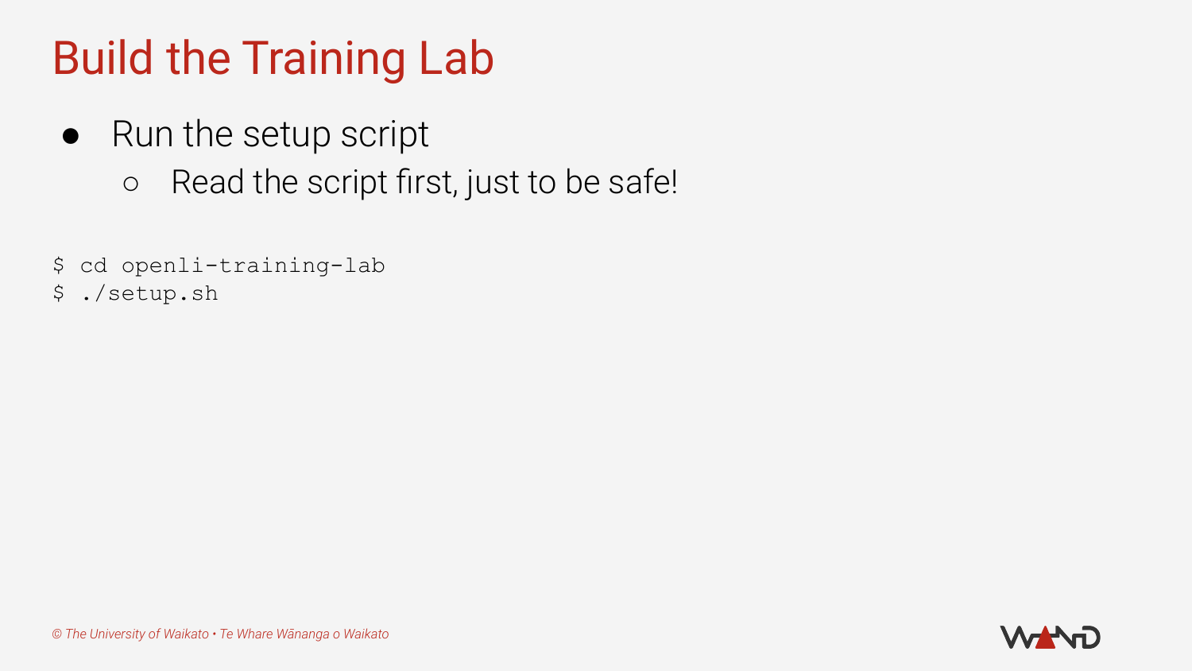# Build the Training Lab

- Run the setup script
  - Read the script first, just to be safe!

```
$ cd openli-training-lab
$ ./setup.sh
```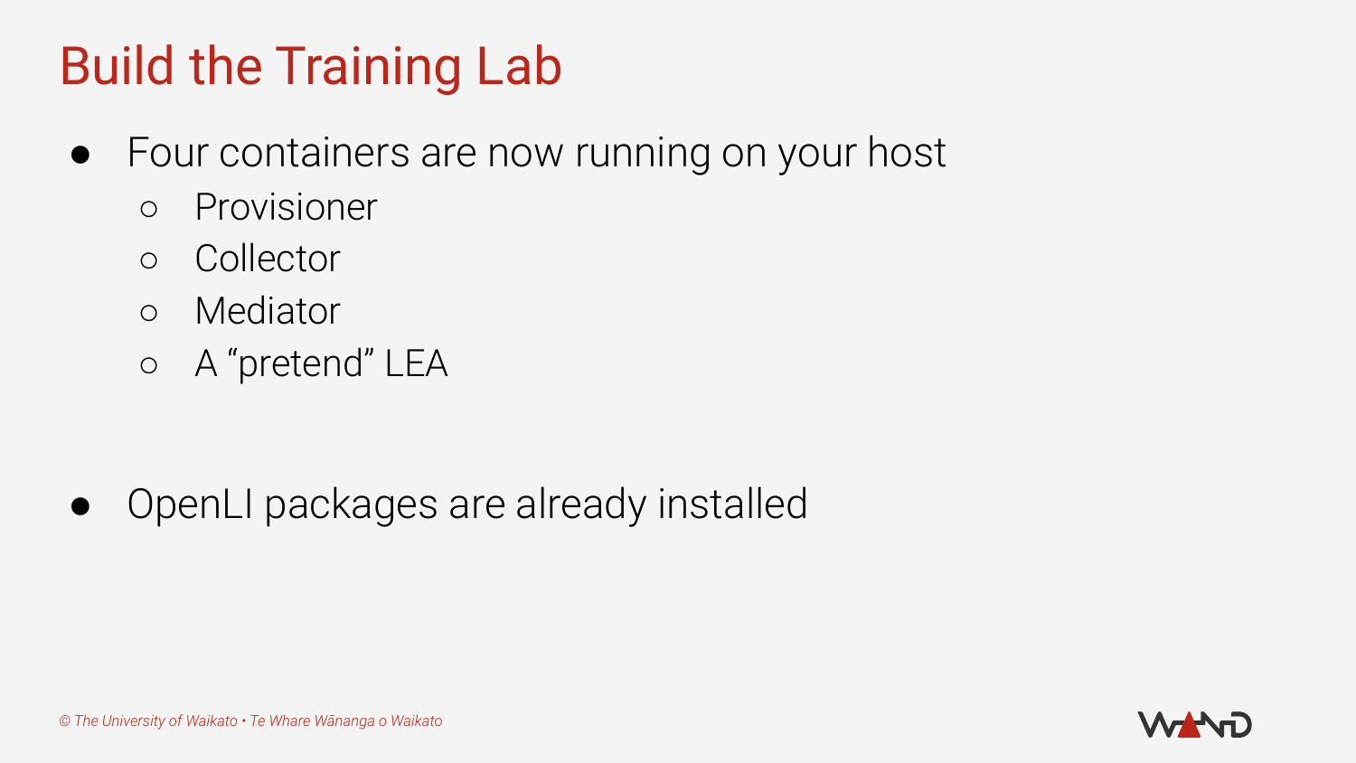# Build the Training Lab

- Four containers are now running on your host
  - Provisioner
  - Collector
  - Mediator
  - A “pretend” LEA

- OpenLI packages are already installed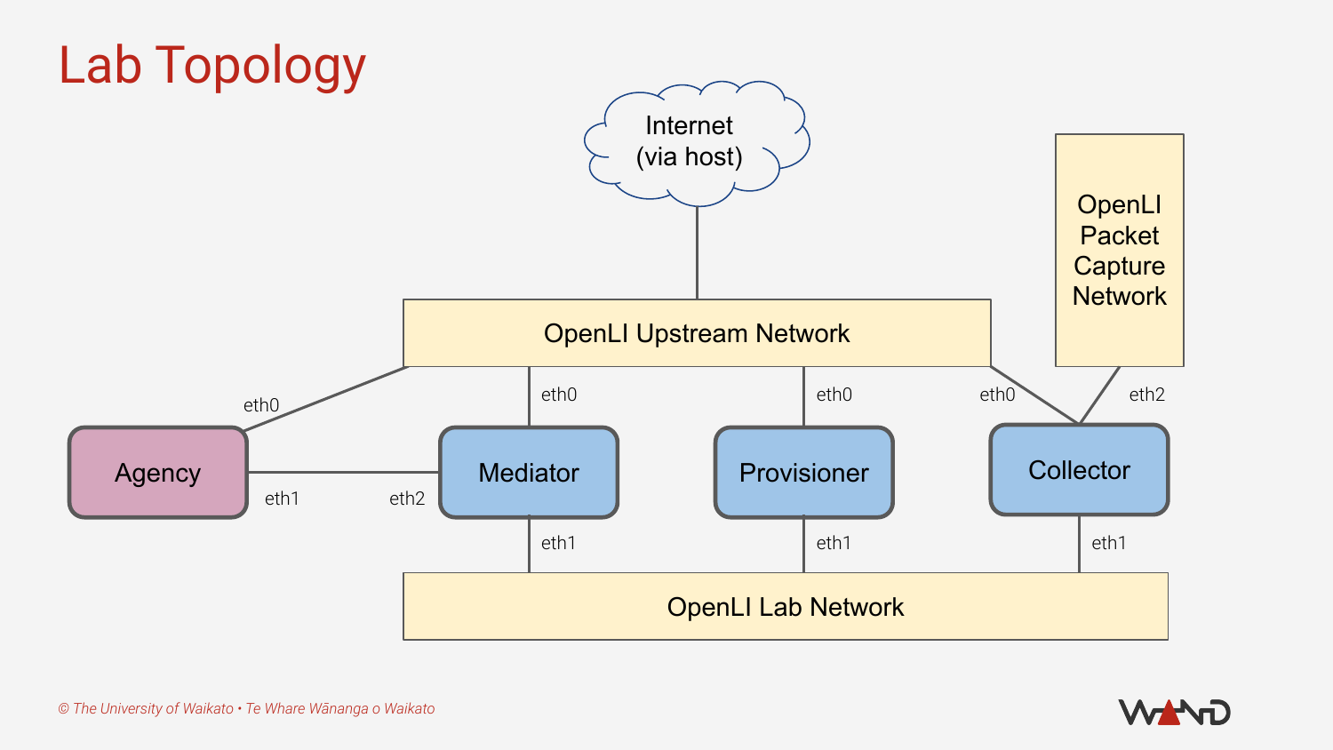# Lab Topology

Internet (via host)

OpenLI Upstream Network

OpenLI Packet Capture Network

Agency — eth0 (to OpenLI Upstream Network), eth1 (to Mediator eth2)

Mediator — eth0 (to OpenLI Upstream Network), eth1 (to OpenLI Lab Network), eth2 (to Agency eth1)

Provisioner — eth0 (to OpenLI Upstream Network), eth1 (to OpenLI Lab Network)

Collector — eth0 (to OpenLI Upstream Network), eth1 (to OpenLI Lab Network), eth2 (to OpenLI Packet Capture Network)

OpenLI Lab Network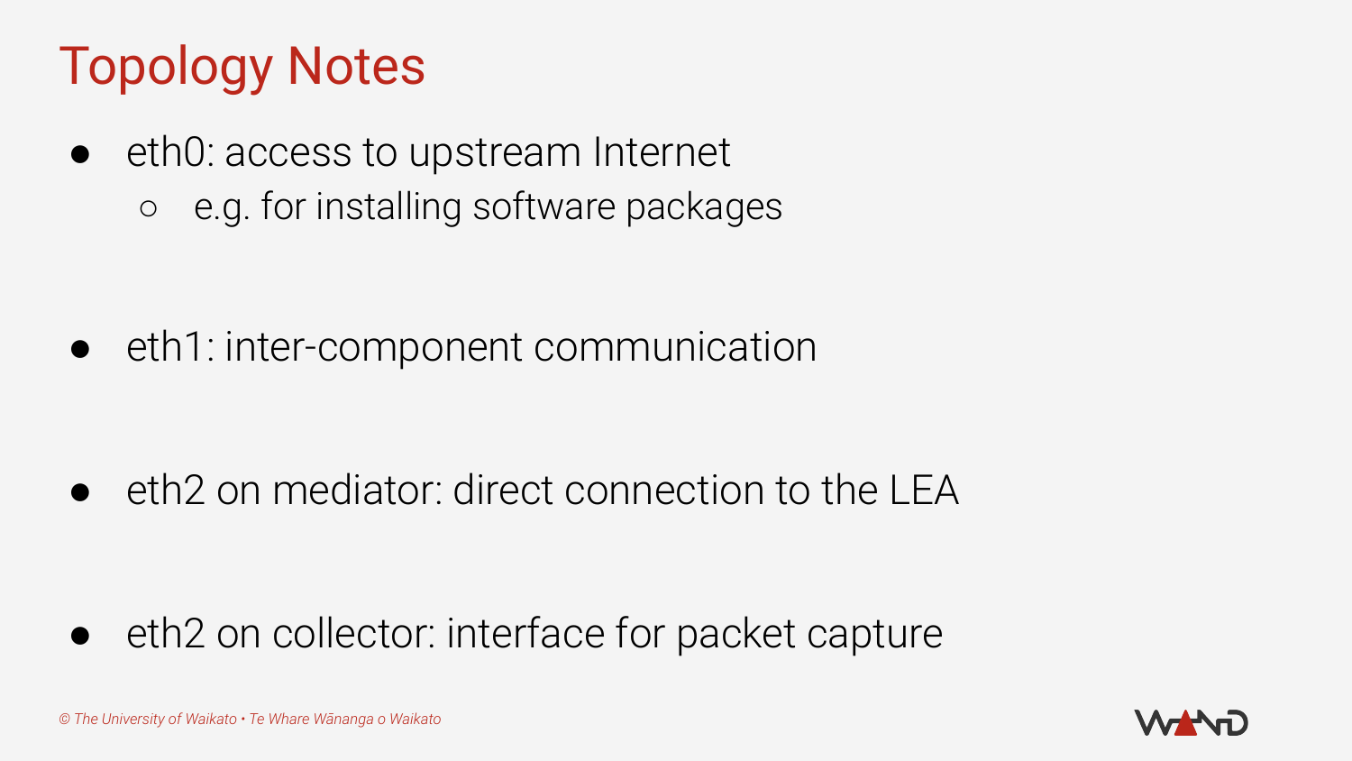# Topology Notes

- eth0: access to upstream Internet
  - e.g. for installing software packages
- eth1: inter-component communication
- eth2 on mediator: direct connection to the LEA
- eth2 on collector: interface for packet capture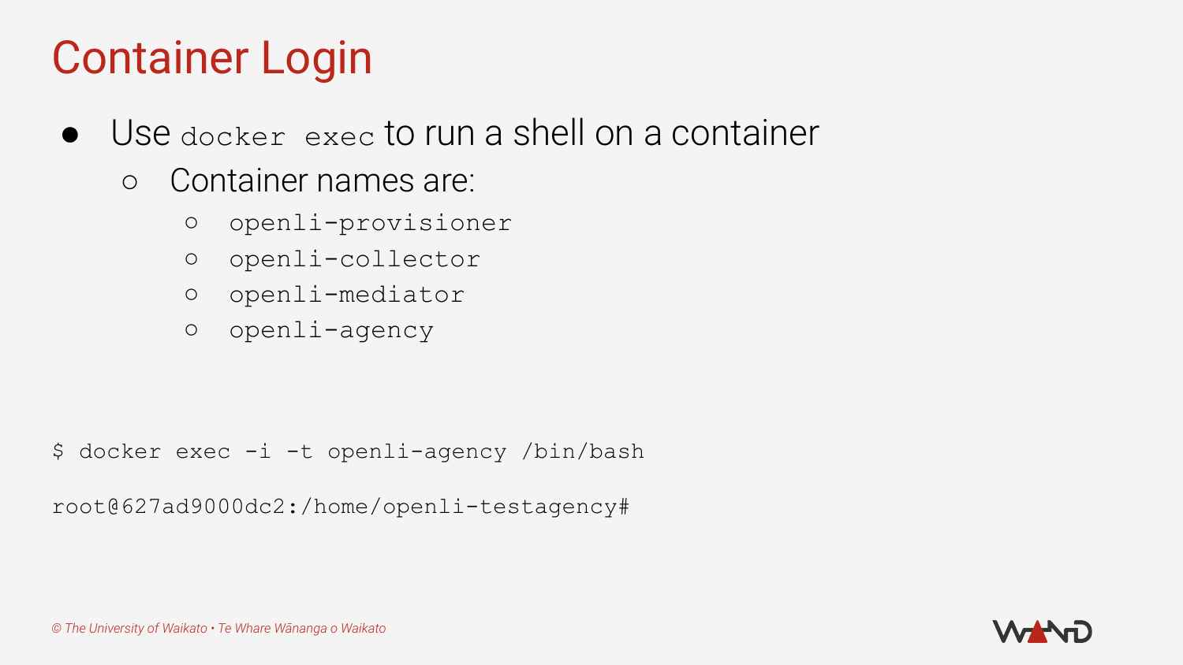# Container Login

- Use `docker exec` to run a shell on a container
  - Container names are:
    - `openli-provisioner`
    - `openli-collector`
    - `openli-mediator`
    - `openli-agency`

```
$ docker exec -i -t openli-agency /bin/bash

root@627ad9000dc2:/home/openli-testagency#
```

*© The University of Waikato • Te Whare Wānanga o Waikato*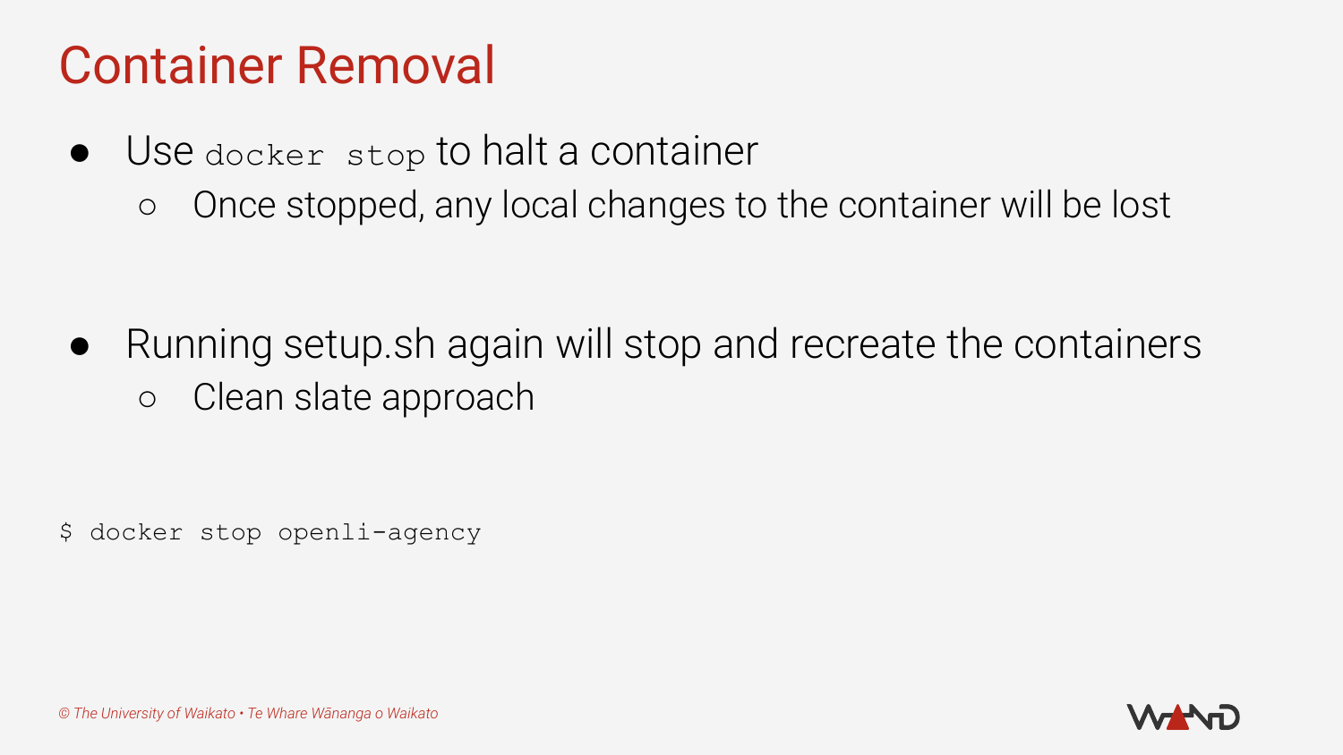# Container Removal

- Use `docker stop` to halt a container
    - Once stopped, any local changes to the container will be lost

- Running setup.sh again will stop and recreate the containers
    - Clean slate approach

```
$ docker stop openli-agency
```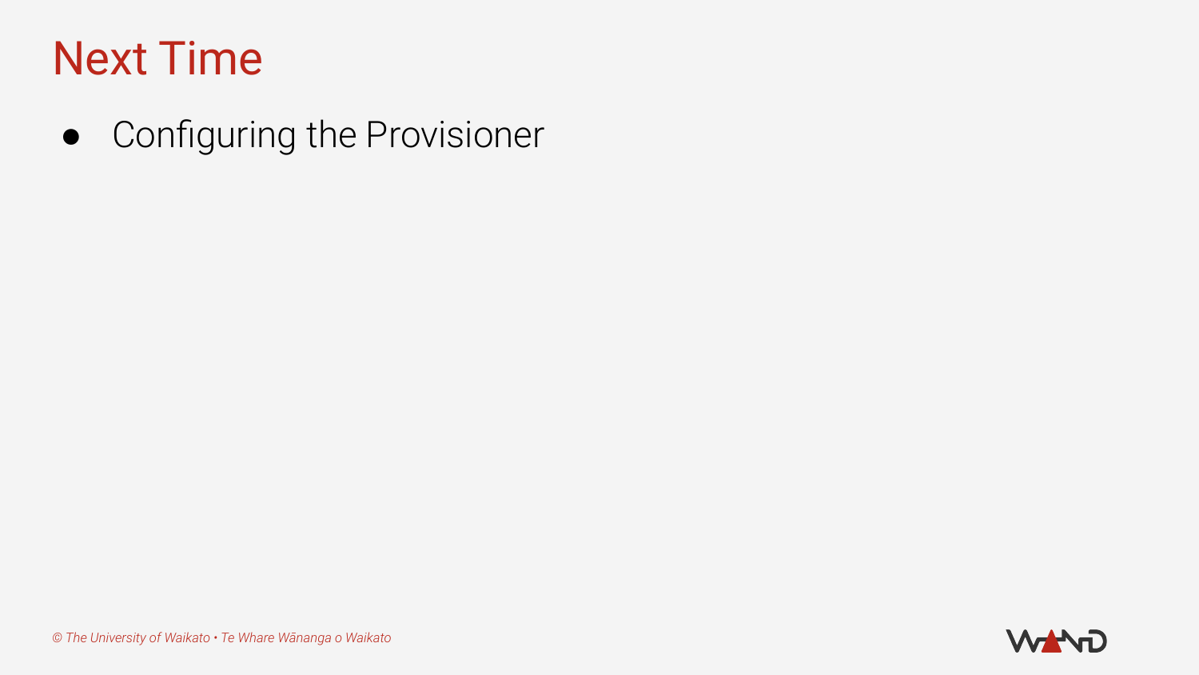# Next Time

- Configuring the Provisioner